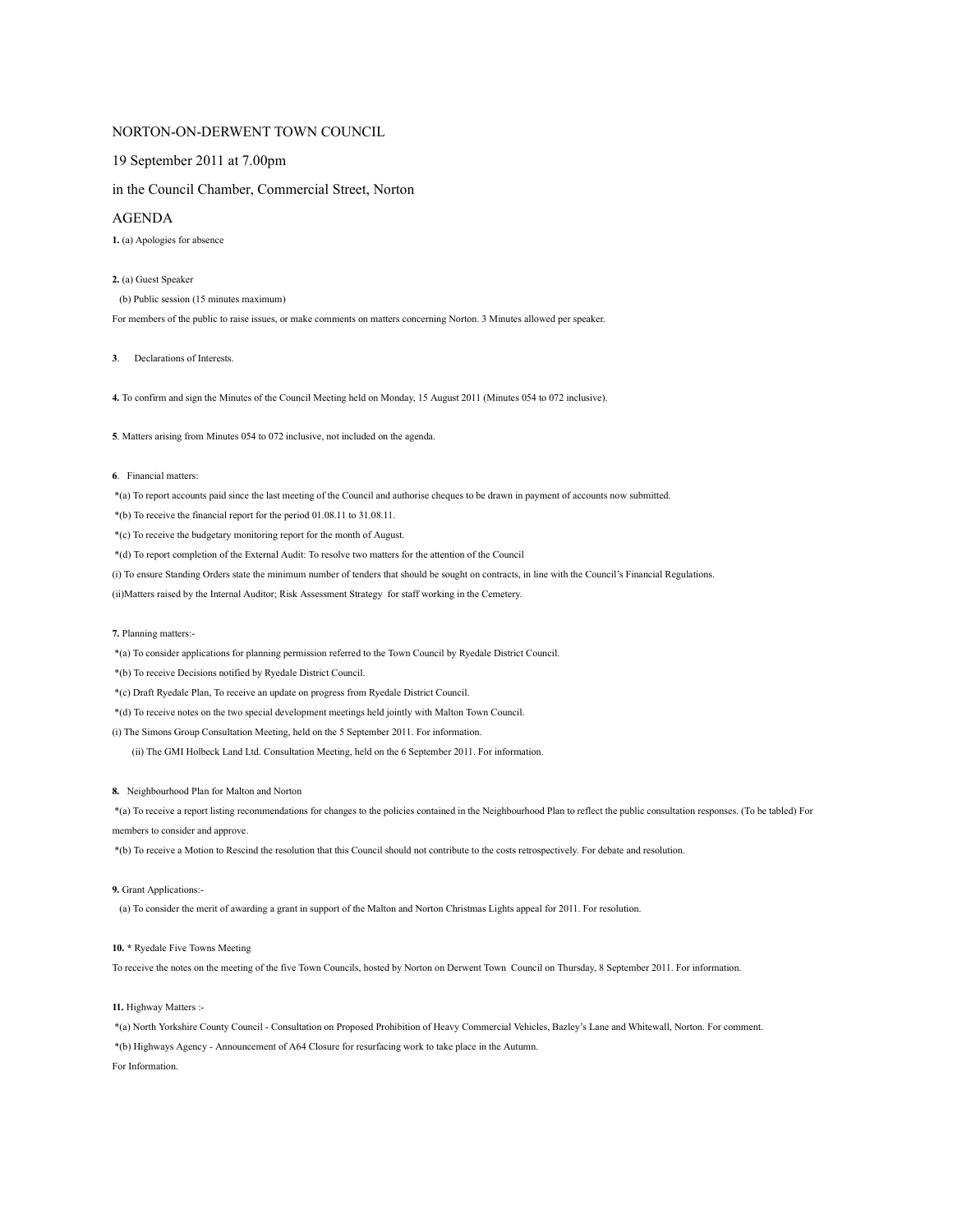# NORTON-ON-DERWENT TOWN COUNCIL

19 September 2011 at 7.00pm

in the Council Chamber, Commercial Street, Norton

## AGENDA

**1.** (a) Apologies for absence

**2.** (a) Guest Speaker

(b) Public session (15 minutes maximum)

For members of the public to raise issues, or make comments on matters concerning Norton. 3 Minutes allowed per speaker.

**3**. Declarations of Interests.

**4.** To confirm and sign the Minutes of the Council Meeting held on Monday, 15 August 2011 (Minutes 054 to 072 inclusive).

**5**. Matters arising from Minutes 054 to 072 inclusive, not included on the agenda.

**6**. Financial matters:

*(a) To report accounts paid since the last meeting of the Council and authorise cheques to be drawn in payment of accounts now submitted.

*(b) To receive the financial report for the period 01.08.11 to 31.08.11.

*(c) To receive the budgetary monitoring report for the month of August.

*(d) To report completion of the External Audit: To resolve two matters for the attention of the Council

(i) To ensure Standing Orders state the minimum number of tenders that should be sought on contracts, in line with the Council's Financial Regulations.

(ii)Matters raised by the Internal Auditor; Risk Assessment Strategy for staff working in the Cemetery.

**7.** Planning matters:-

*(a) To consider applications for planning permission referred to the Town Council by Ryedale District Council.

*(b) To receive Decisions notified by Ryedale District Council.

*(c) Draft Ryedale Plan, To receive an update on progress from Ryedale District Council.

*(d) To receive notes on the two special development meetings held jointly with Malton Town Council.

(i) The Simons Group Consultation Meeting, held on the 5 September 2011. For information.

(ii) The GMI Holbeck Land Ltd. Consultation Meeting, held on the 6 September 2011. For information.

**8.** Neighbourhood Plan for Malton and Norton

*(a) To receive a report listing recommendations for changes to the policies contained in the Neighbourhood Plan to reflect the public consultation responses. (To be tabled) For members to consider and approve.

*(b) To receive a Motion to Rescind the resolution that this Council should not contribute to the costs retrospectively. For debate and resolution.

**9.** Grant Applications:-

(a) To consider the merit of awarding a grant in support of the Malton and Norton Christmas Lights appeal for 2011. For resolution.

**10.** * Ryedale Five Towns Meeting

To receive the notes on the meeting of the five Town Councils, hosted by Norton on Derwent Town Council on Thursday, 8 September 2011. For information.

**11.** Highway Matters :-

*(a) North Yorkshire County Council - Consultation on Proposed Prohibition of Heavy Commercial Vehicles, Bazley's Lane and Whitewall, Norton. For comment.

*(b) Highways Agency - Announcement of A64 Closure for resurfacing work to take place in the Autumn.

For Information.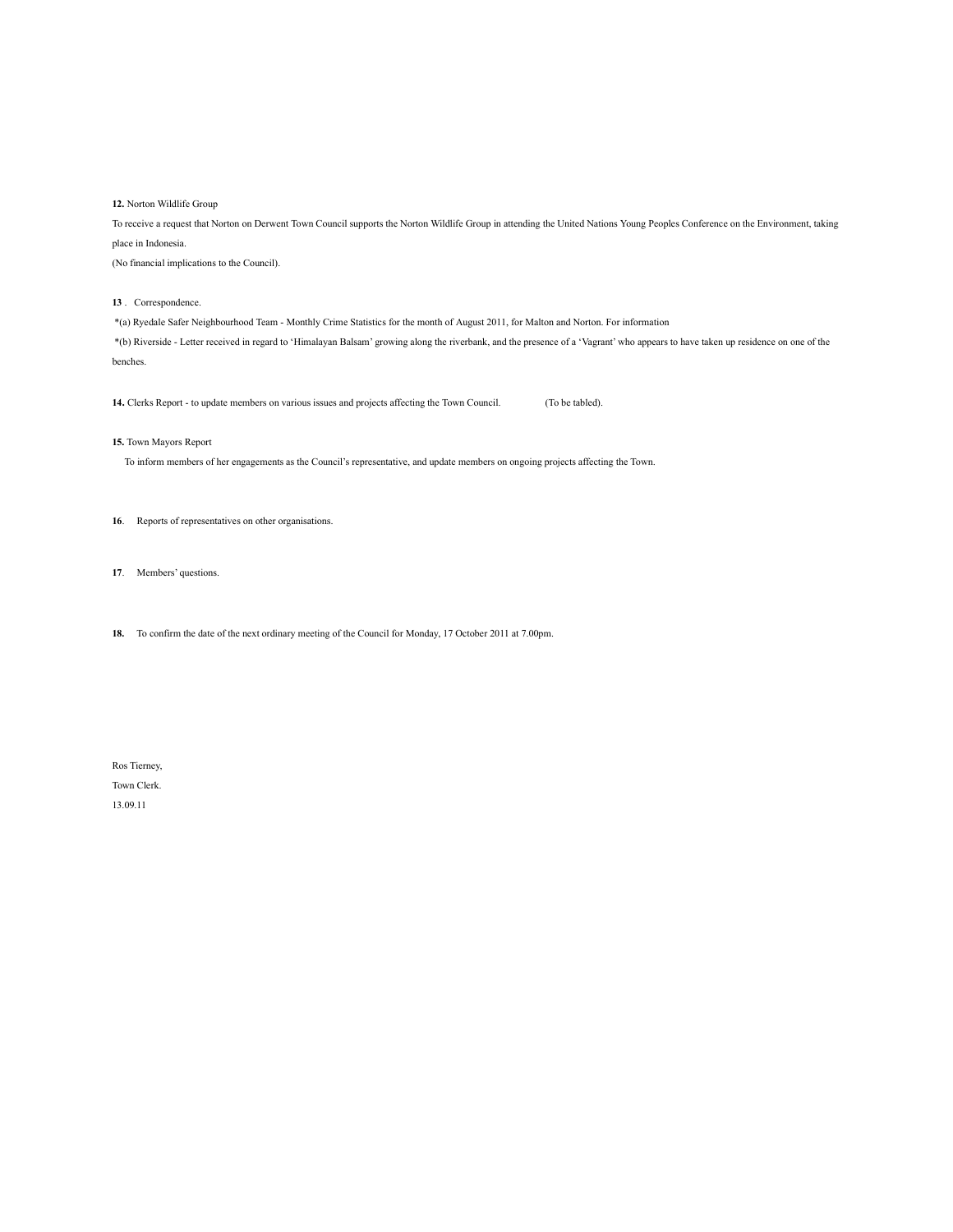**12.** Norton Wildlife Group

To receive a request that Norton on Derwent Town Council supports the Norton Wildlife Group in attending the United Nations Young Peoples Conference on the Environment, taking place in Indonesia.

(No financial implications to the Council).

**13** . Correspondence.

*(a) Ryedale Safer Neighbourhood Team - Monthly Crime Statistics for the month of August 2011, for Malton and Norton. For information

*(b) Riverside - Letter received in regard to 'Himalayan Balsam' growing along the riverbank, and the presence of a 'Vagrant' who appears to have taken up residence on one of the benches.

**14.** Clerks Report - to update members on various issues and projects affecting the Town Council. (To be tabled).

**15.** Town Mayors Report

To inform members of her engagements as the Council's representative, and update members on ongoing projects affecting the Town.

**16**. Reports of representatives on other organisations.

**17**. Members' questions.

**18.** To confirm the date of the next ordinary meeting of the Council for Monday, 17 October 2011 at 7.00pm.

Ros Tierney,
Town Clerk.
13.09.11